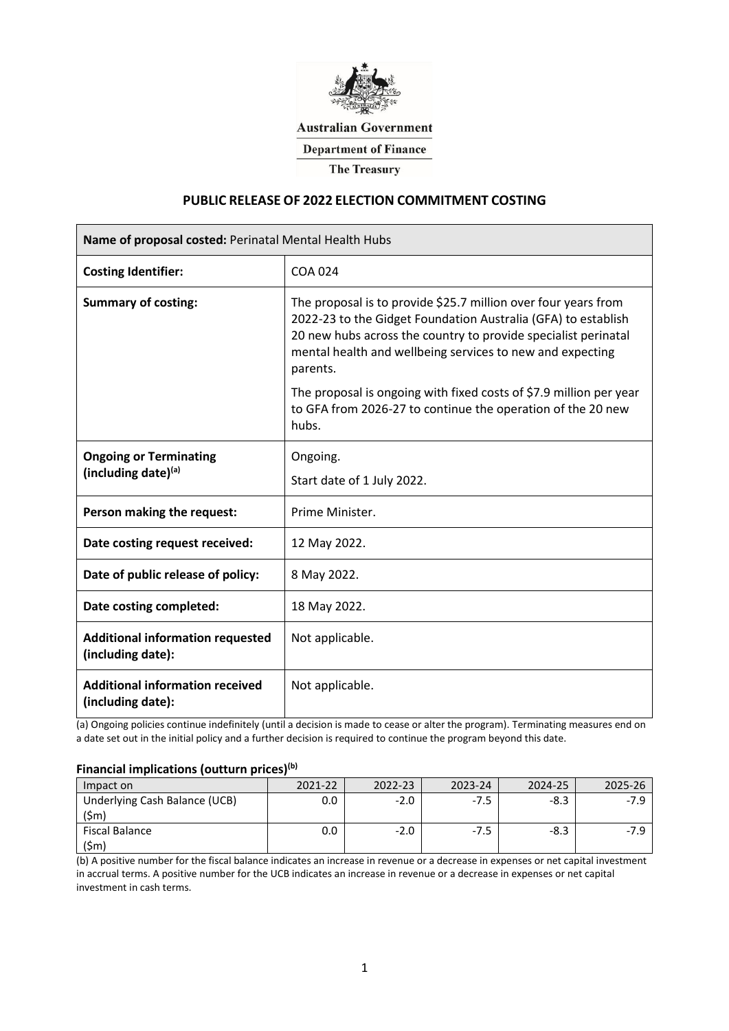Australian Government

Department of Finance

The Treasury

# PUBLIC RELEASE OF 2022 ELECTION COMMITMENT COSTING

| **Name of proposal costed:** Perinatal Mental Health Hubs | |
|---|---|
| **Costing Identifier:** | COA 024 |
| **Summary of costing:** | The proposal is to provide $25.7 million over four years from 2022-23 to the Gidget Foundation Australia (GFA) to establish 20 new hubs across the country to provide specialist perinatal mental health and wellbeing services to new and expecting parents.<br><br>The proposal is ongoing with fixed costs of $7.9 million per year to GFA from 2026-27 to continue the operation of the 20 new hubs. |
| **Ongoing or Terminating (including date)[(a)]** | Ongoing.<br><br>Start date of 1 July 2022. |
| **Person making the request:** | Prime Minister. |
| **Date costing request received:** | 12 May 2022. |
| **Date of public release of policy:** | 8 May 2022. |
| **Date costing completed:** | 18 May 2022. |
| **Additional information requested (including date):** | Not applicable. |
| **Additional information received (including date):** | Not applicable. |

(a) Ongoing policies continue indefinitely (until a decision is made to cease or alter the program). Terminating measures end on a date set out in the initial policy and a further decision is required to continue the program beyond this date.

### Financial implications (outturn prices)[(b)]

| Impact on | 2021-22 | 2022-23 | 2023-24 | 2024-25 | 2025-26 |
|---|---|---|---|---|---|
| Underlying Cash Balance (UCB) ($m) | 0.0 | -2.0 | -7.5 | -8.3 | -7.9 |
| Fiscal Balance ($m) | 0.0 | -2.0 | -7.5 | -8.3 | -7.9 |

(b) A positive number for the fiscal balance indicates an increase in revenue or a decrease in expenses or net capital investment in accrual terms. A positive number for the UCB indicates an increase in revenue or a decrease in expenses or net capital investment in cash terms.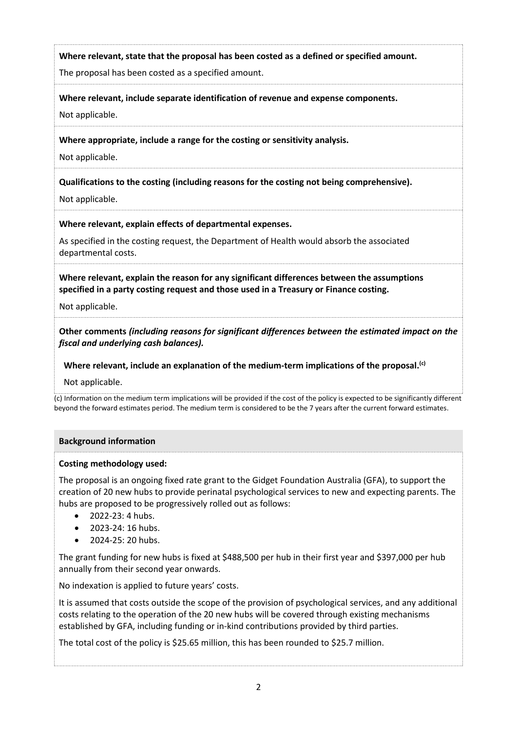**Where relevant, state that the proposal has been costed as a defined or specified amount.**

The proposal has been costed as a specified amount.

**Where relevant, include separate identification of revenue and expense components.**

Not applicable.

**Where appropriate, include a range for the costing or sensitivity analysis.**

Not applicable.

**Qualifications to the costing (including reasons for the costing not being comprehensive).**

Not applicable.

**Where relevant, explain effects of departmental expenses.**

As specified in the costing request, the Department of Health would absorb the associated departmental costs.

**Where relevant, explain the reason for any significant differences between the assumptions specified in a party costing request and those used in a Treasury or Finance costing.**

Not applicable.

**Other comments** ***(including reasons for significant differences between the estimated impact on the fiscal and underlying cash balances).***

**Where relevant, include an explanation of the medium-term implications of the proposal.**[c]

Not applicable.

(c) Information on the medium term implications will be provided if the cost of the policy is expected to be significantly different beyond the forward estimates period. The medium term is considered to be the 7 years after the current forward estimates.

**Background information**

**Costing methodology used:**

The proposal is an ongoing fixed rate grant to the Gidget Foundation Australia (GFA), to support the creation of 20 new hubs to provide perinatal psychological services to new and expecting parents. The hubs are proposed to be progressively rolled out as follows:

- 2022-23: 4 hubs.
- 2023-24: 16 hubs.
- 2024-25: 20 hubs.

The grant funding for new hubs is fixed at $488,500 per hub in their first year and $397,000 per hub annually from their second year onwards.

No indexation is applied to future years' costs.

It is assumed that costs outside the scope of the provision of psychological services, and any additional costs relating to the operation of the 20 new hubs will be covered through existing mechanisms established by GFA, including funding or in-kind contributions provided by third parties.

The total cost of the policy is $25.65 million, this has been rounded to $25.7 million.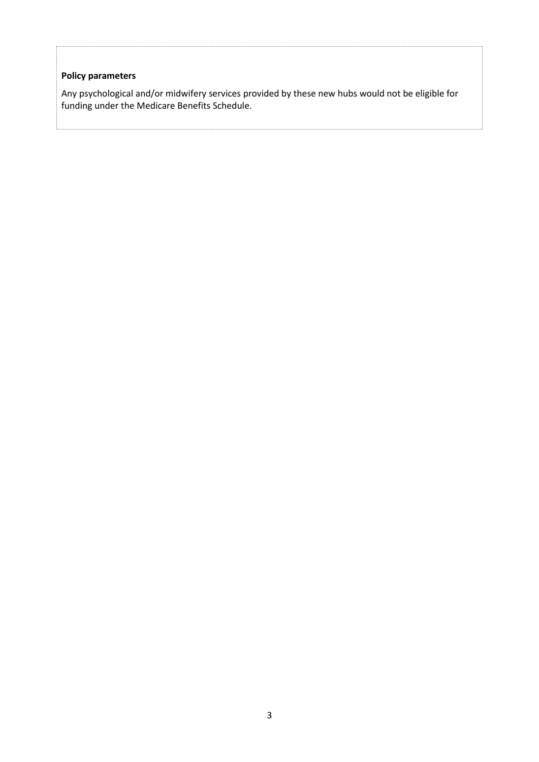**Policy parameters**

Any psychological and/or midwifery services provided by these new hubs would not be eligible for funding under the Medicare Benefits Schedule.